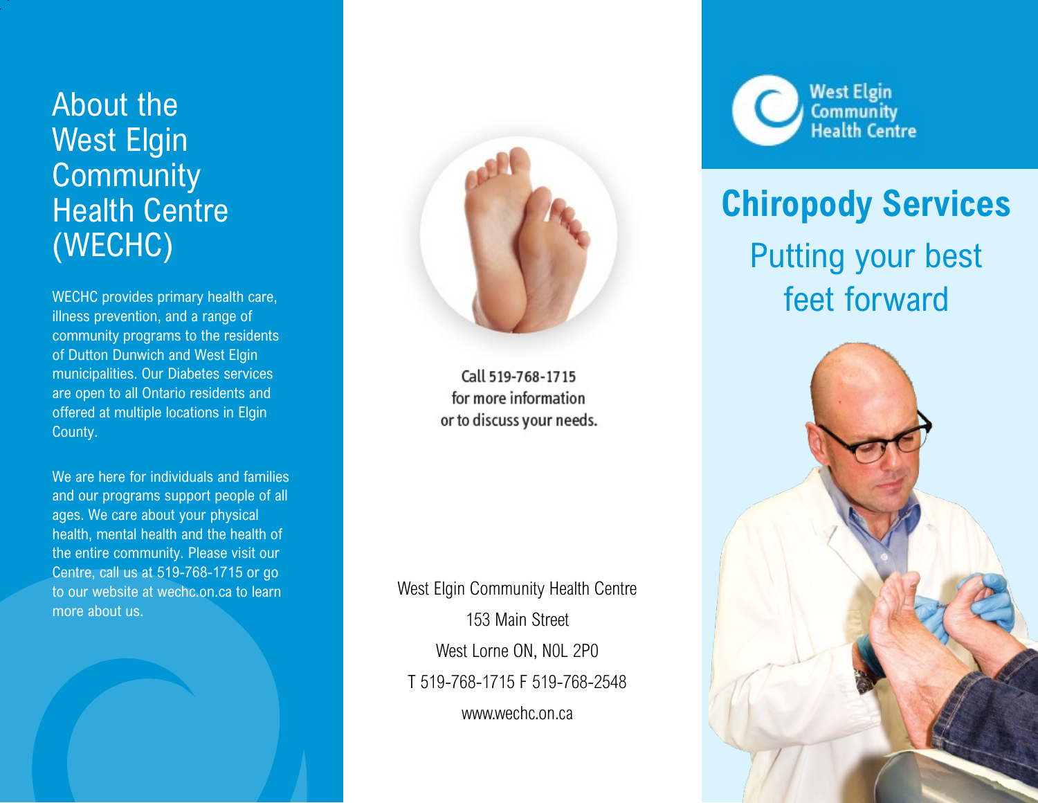# About the West Elgin Community Health Centre (WECHC)

WECHC provides primary health care, illness prevention, and a range of community programs to the residents of Dutton Dunwich and West Elgin municipalities. Our Diabetes services are open to all Ontario residents and offered at multiple locations in Elgin County.

We are here for individuals and families and our programs support people of all ages. We care about your physical health, mental health and the health of the entire community. Please visit our Centre, call us at 519-768-1715 or go to our website at wechc.on.ca to learn more about us.

Call 519-768-1715 for more information or to discuss your needs.

West Elgin Community Health Centre
153 Main Street
West Lorne ON, N0L 2P0
T 519-768-1715 F 519-768-2548
www.wechc.on.ca

West Elgin Community Health Centre

# Chiropody Services

## Putting your best feet forward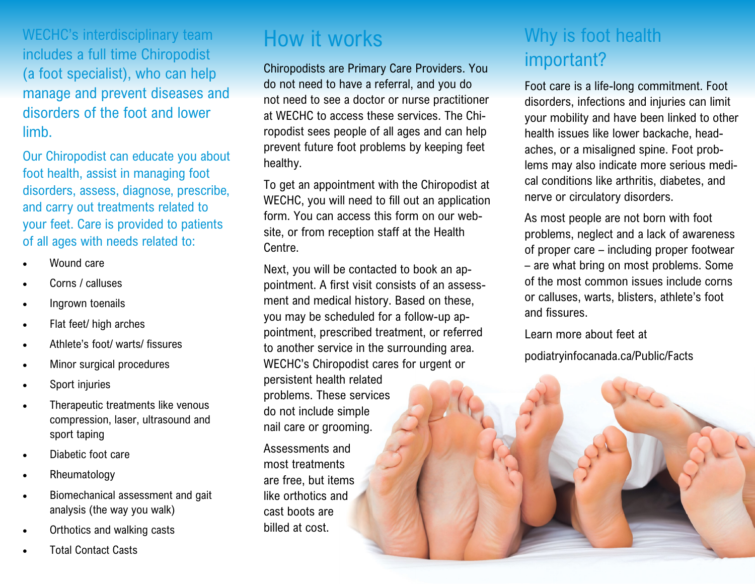WECHC's interdisciplinary team includes a full time Chiropodist (a foot specialist), who can help manage and prevent diseases and disorders of the foot and lower limb.

Our Chiropodist can educate you about foot health, assist in managing foot disorders, assess, diagnose, prescribe, and carry out treatments related to your feet. Care is provided to patients of all ages with needs related to:

- Wound care
- Corns / calluses
- Ingrown toenails
- Flat feet/ high arches
- Athlete's foot/ warts/ fissures
- Minor surgical procedures
- Sport injuries
- Therapeutic treatments like venous compression, laser, ultrasound and sport taping
- Diabetic foot care
- Rheumatology
- Biomechanical assessment and gait analysis (the way you walk)
- Orthotics and walking casts
- Total Contact Casts

# How it works

Chiropodists are Primary Care Providers. You do not need to have a referral, and you do not need to see a doctor or nurse practitioner at WECHC to access these services. The Chiropodist sees people of all ages and can help prevent future foot problems by keeping feet healthy.

To get an appointment with the Chiropodist at WECHC, you will need to fill out an application form. You can access this form on our website, or from reception staff at the Health Centre.

Next, you will be contacted to book an appointment. A first visit consists of an assessment and medical history. Based on these, you may be scheduled for a follow-up appointment, prescribed treatment, or referred to another service in the surrounding area. WECHC's Chiropodist cares for urgent or persistent health related problems. These services do not include simple nail care or grooming.

Assessments and most treatments are free, but items like orthotics and cast boots are billed at cost.

# Why is foot health important?

Foot care is a life-long commitment. Foot disorders, infections and injuries can limit your mobility and have been linked to other health issues like lower backache, headaches, or a misaligned spine. Foot problems may also indicate more serious medical conditions like arthritis, diabetes, and nerve or circulatory disorders.

As most people are not born with foot problems, neglect and a lack of awareness of proper care – including proper footwear – are what bring on most problems. Some of the most common issues include corns or calluses, warts, blisters, athlete's foot and fissures.

Learn more about feet at

podiatryinfocanada.ca/Public/Facts